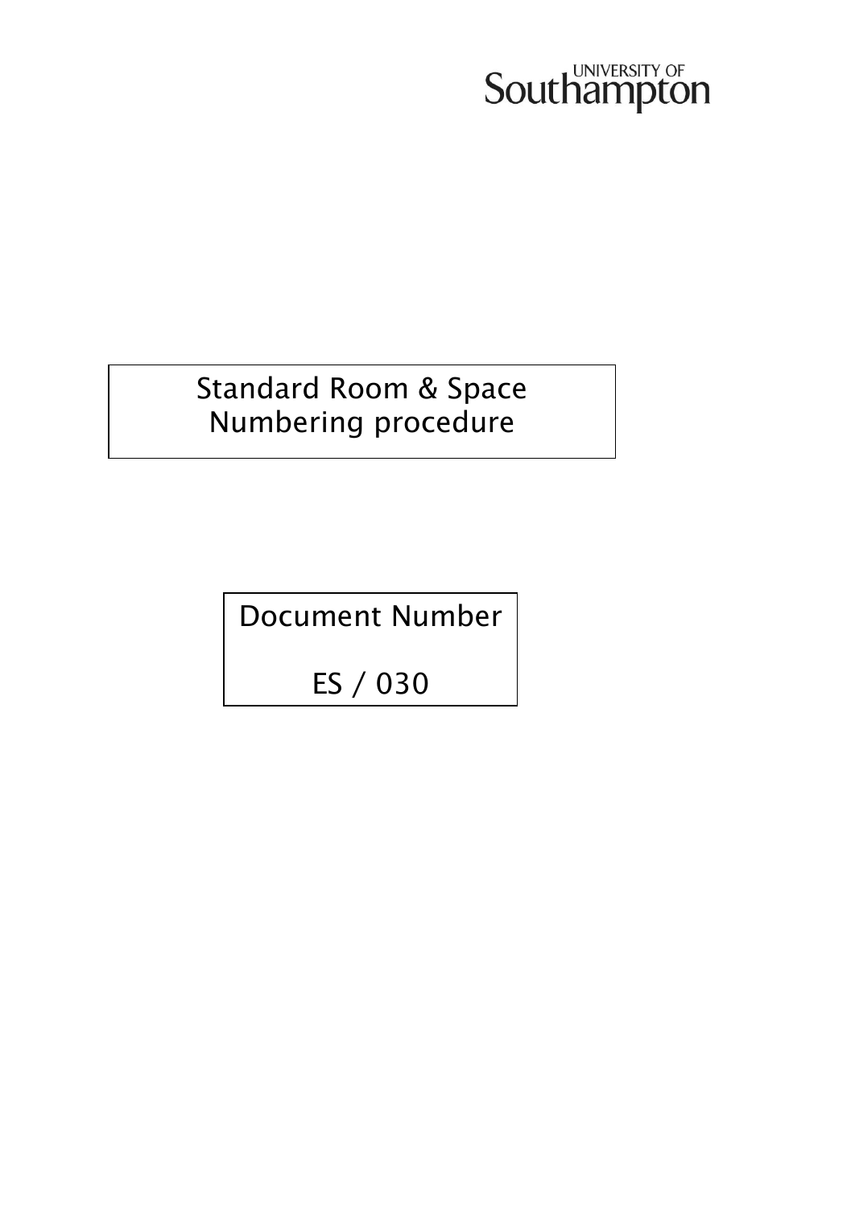UNIVERSITY OF Southampton

# Standard Room & Space Numbering procedure

Document Number

ES / 030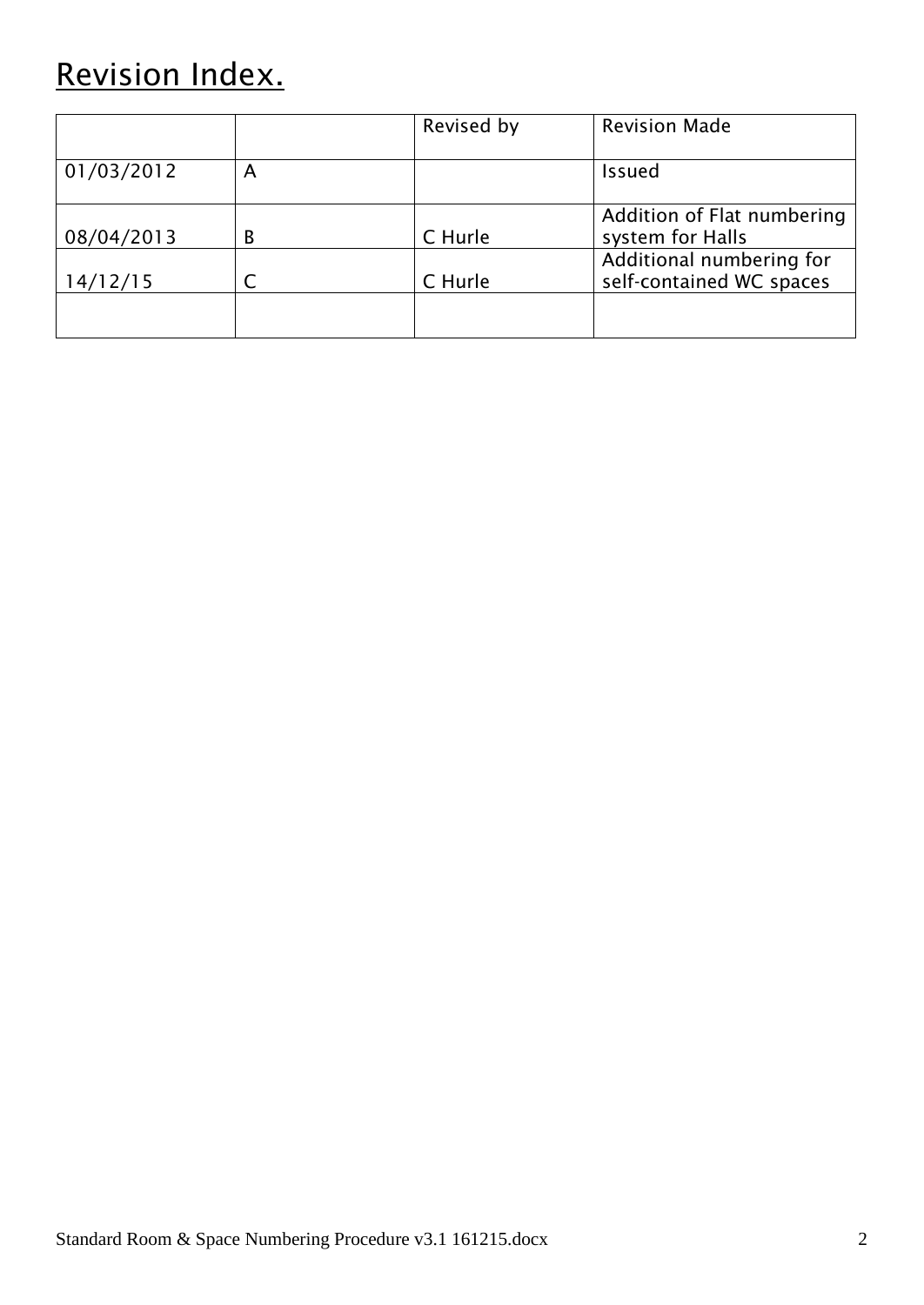# Revision Index.

| | | Revised by | Revision Made |
|---|---|---|---|
| 01/03/2012 | A | | Issued |
| 08/04/2013 | B | C Hurle | Addition of Flat numbering system for Halls |
| 14/12/15 | C | C Hurle | Additional numbering for self-contained WC spaces |
| | | | |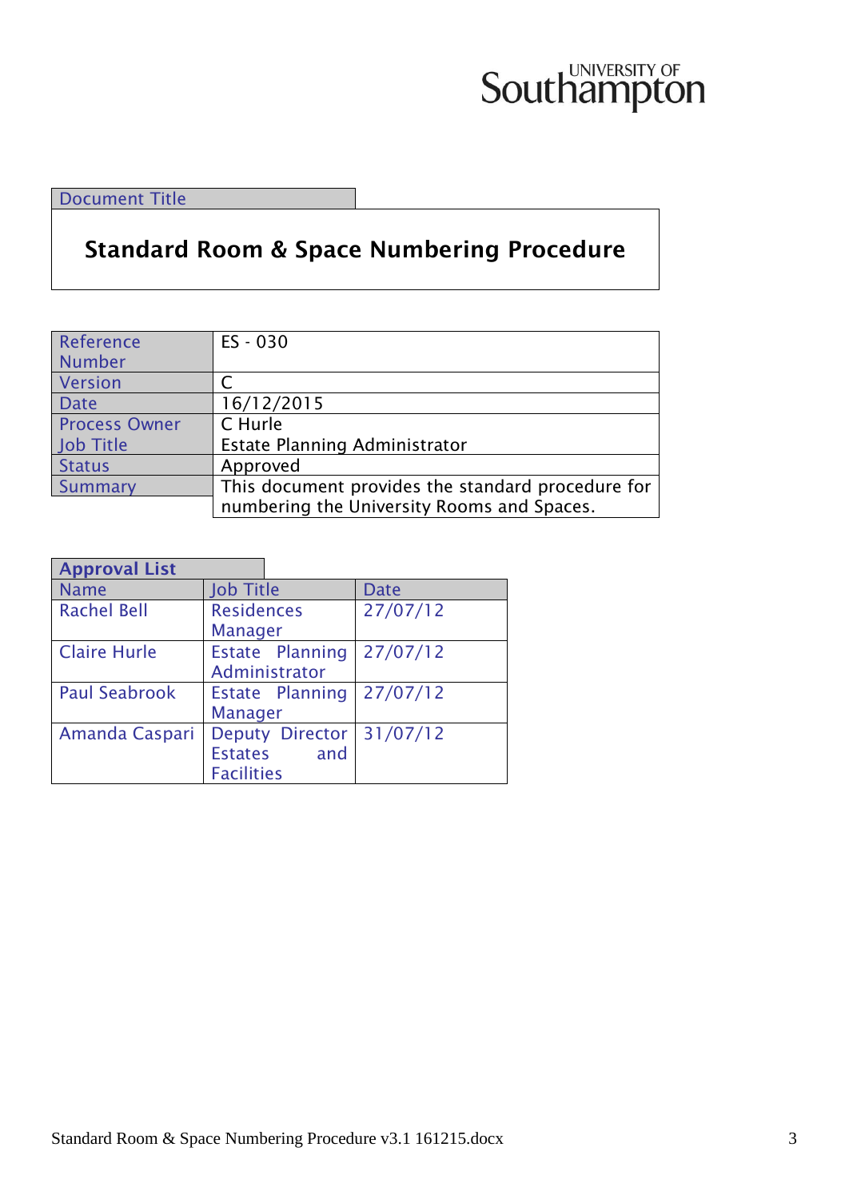Southampton UNIVERSITY OF

| Document Title |
|---|
| **Standard Room & Space Numbering Procedure** |

| | |
|---|---|
| Reference Number | ES - 030 |
| Version | C |
| Date | 16/12/2015 |
| Process Owner | C Hurle |
| Job Title | Estate Planning Administrator |
| Status | Approved |
| Summary | This document provides the standard procedure for numbering the University Rooms and Spaces. |

**Approval List**

| Name | Job Title | Date |
|---|---|---|
| Rachel Bell | Residences Manager | 27/07/12 |
| Claire Hurle | Estate Planning Administrator | 27/07/12 |
| Paul Seabrook | Estate Planning Manager | 27/07/12 |
| Amanda Caspari | Deputy Director Estates and Facilities | 31/07/12 |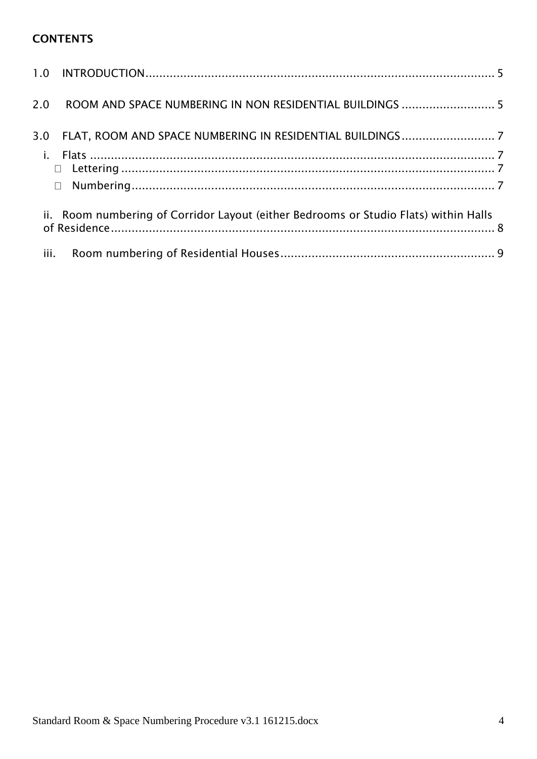**CONTENTS**

1.0 INTRODUCTION ..................................................................................................... 5

2.0 ROOM AND SPACE NUMBERING IN NON RESIDENTIAL BUILDINGS ........................... 5

3.0 FLAT, ROOM AND SPACE NUMBERING IN RESIDENTIAL BUILDINGS ........................... 7

- i. Flats ........................................................................................................... 7
  - Lettering ................................................................................................... 7
  - Numbering ................................................................................................. 7
- ii. Room numbering of Corridor Layout (either Bedrooms or Studio Flats) within Halls of Residence ................................................................................................. 8
- iii. Room numbering of Residential Houses ............................................................. 9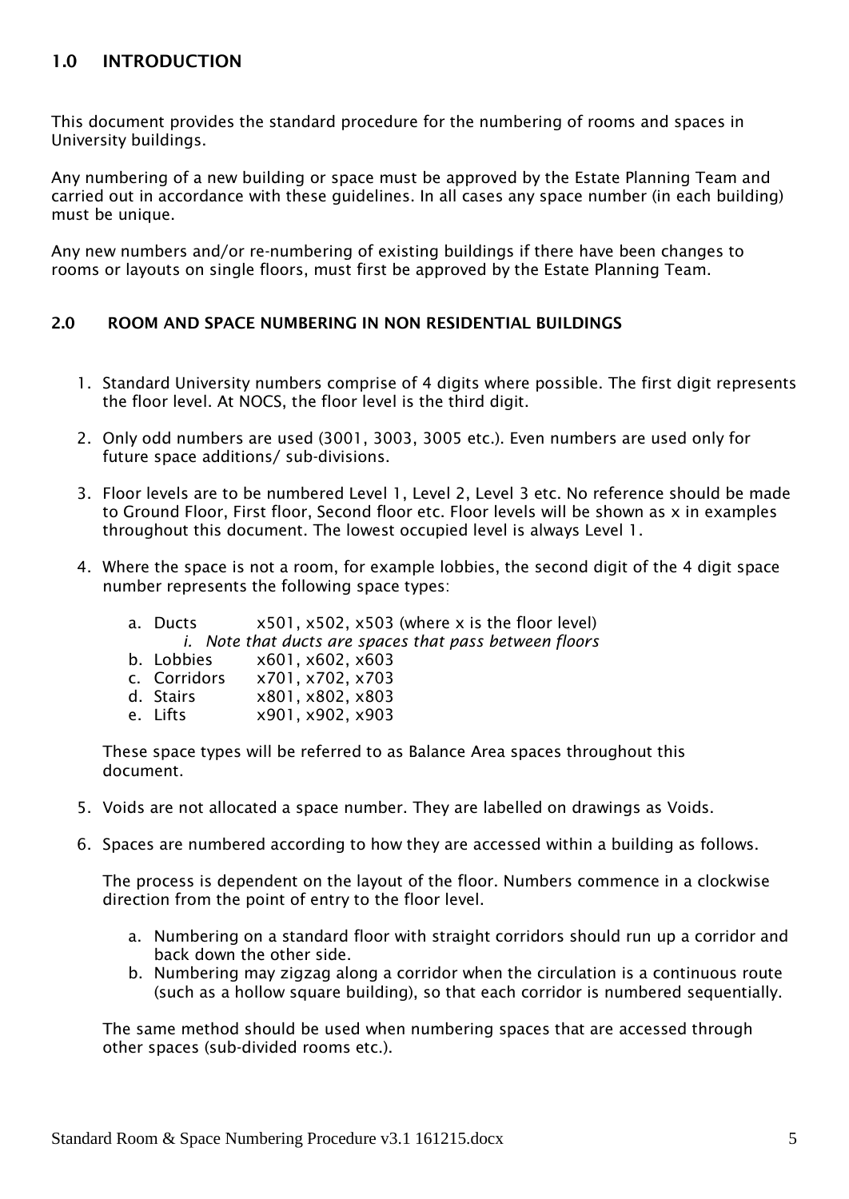## 1.0 INTRODUCTION

This document provides the standard procedure for the numbering of rooms and spaces in University buildings.

Any numbering of a new building or space must be approved by the Estate Planning Team and carried out in accordance with these guidelines. In all cases any space number (in each building) must be unique.

Any new numbers and/or re-numbering of existing buildings if there have been changes to rooms or layouts on single floors, must first be approved by the Estate Planning Team.

## 2.0 ROOM AND SPACE NUMBERING IN NON RESIDENTIAL BUILDINGS

1. Standard University numbers comprise of 4 digits where possible. The first digit represents the floor level. At NOCS, the floor level is the third digit.

2. Only odd numbers are used (3001, 3003, 3005 etc.). Even numbers are used only for future space additions/ sub-divisions.

3. Floor levels are to be numbered Level 1, Level 2, Level 3 etc. No reference should be made to Ground Floor, First floor, Second floor etc. Floor levels will be shown as x in examples throughout this document. The lowest occupied level is always Level 1.

4. Where the space is not a room, for example lobbies, the second digit of the 4 digit space number represents the following space types:

   a. Ducts x501, x502, x503 (where x is the floor level)
      i. *Note that ducts are spaces that pass between floors*
   b. Lobbies x601, x602, x603
   c. Corridors x701, x702, x703
   d. Stairs x801, x802, x803
   e. Lifts x901, x902, x903

   These space types will be referred to as Balance Area spaces throughout this document.

5. Voids are not allocated a space number. They are labelled on drawings as Voids.

6. Spaces are numbered according to how they are accessed within a building as follows.

   The process is dependent on the layout of the floor. Numbers commence in a clockwise direction from the point of entry to the floor level.

   a. Numbering on a standard floor with straight corridors should run up a corridor and back down the other side.
   b. Numbering may zigzag along a corridor when the circulation is a continuous route (such as a hollow square building), so that each corridor is numbered sequentially.

   The same method should be used when numbering spaces that are accessed through other spaces (sub-divided rooms etc.).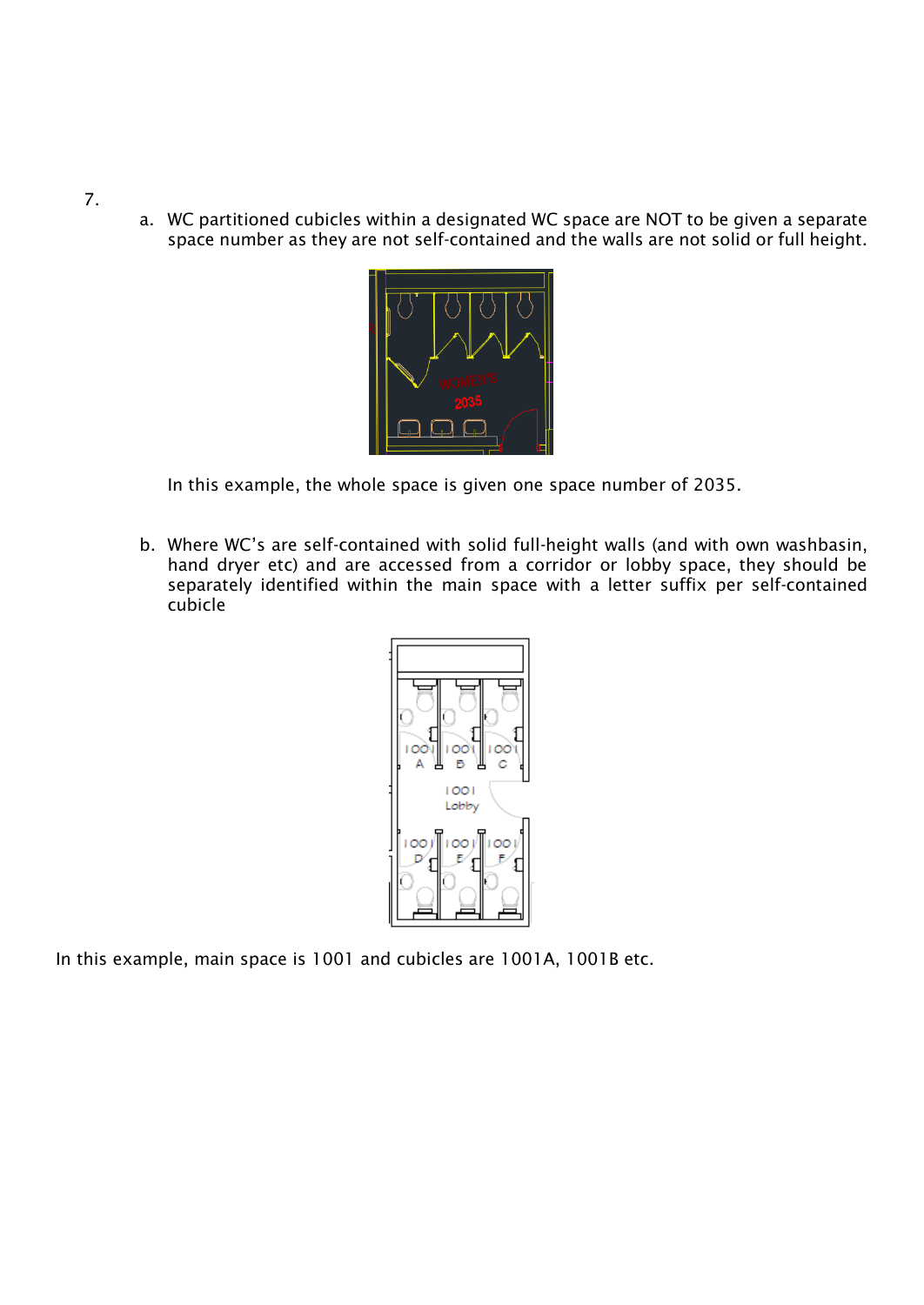7.

a. WC partitioned cubicles within a designated WC space are NOT to be given a separate space number as they are not self-contained and the walls are not solid or full height.

In this example, the whole space is given one space number of 2035.

b. Where WC's are self-contained with solid full-height walls (and with own washbasin, hand dryer etc) and are accessed from a corridor or lobby space, they should be separately identified within the main space with a letter suffix per self-contained cubicle

In this example, main space is 1001 and cubicles are 1001A, 1001B etc.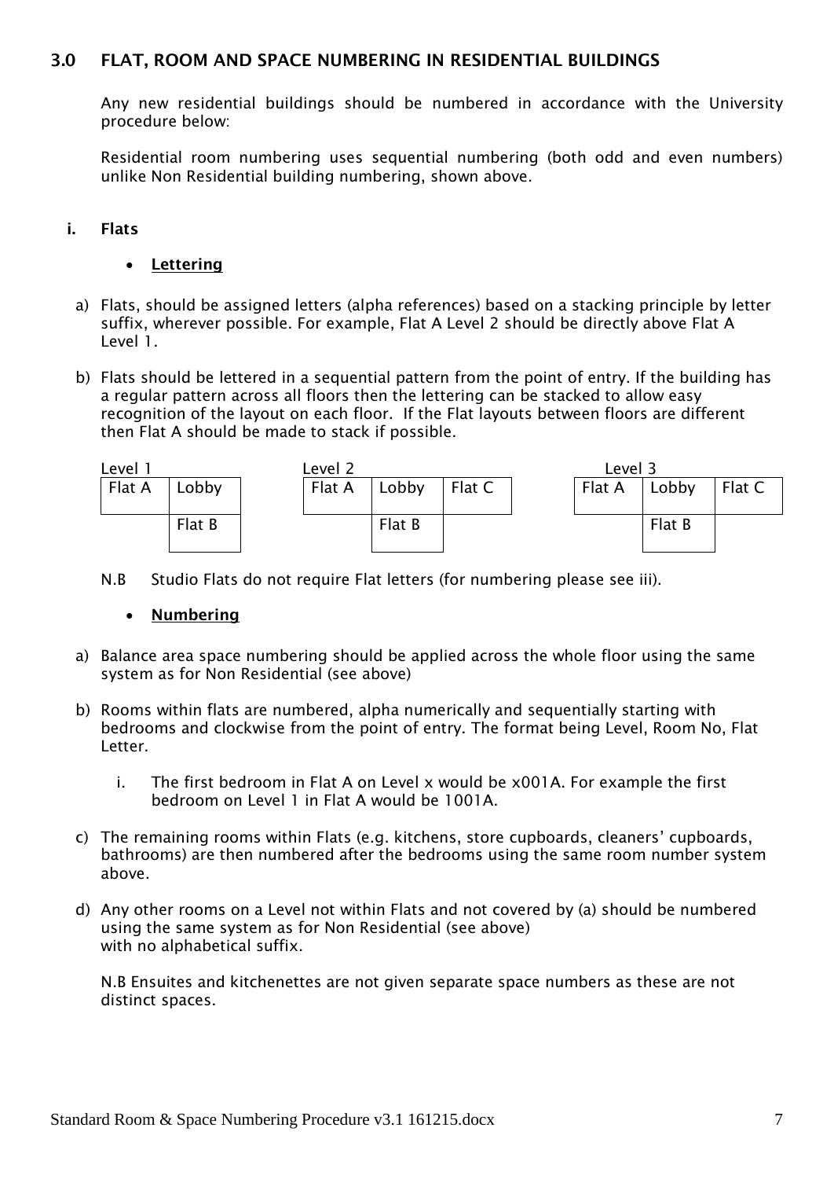## 3.0 FLAT, ROOM AND SPACE NUMBERING IN RESIDENTIAL BUILDINGS

Any new residential buildings should be numbered in accordance with the University procedure below:

Residential room numbering uses sequential numbering (both odd and even numbers) unlike Non Residential building numbering, shown above.

### i. Flats

- **Lettering**

a) Flats, should be assigned letters (alpha references) based on a stacking principle by letter suffix, wherever possible. For example, Flat A Level 2 should be directly above Flat A Level 1.

b) Flats should be lettered in a sequential pattern from the point of entry. If the building has a regular pattern across all floors then the lettering can be stacked to allow easy recognition of the layout on each floor. If the Flat layouts between floors are different then Flat A should be made to stack if possible.

Level 1

| Flat A | Lobby |
|---|---|
| | Flat B |

Level 2

| Flat A | Lobby | Flat C |
|---|---|---|
| | Flat B | |

Level 3

| Flat A | Lobby | Flat C |
|---|---|---|
| | Flat B | |

N.B Studio Flats do not require Flat letters (for numbering please see iii).

- **Numbering**

a) Balance area space numbering should be applied across the whole floor using the same system as for Non Residential (see above)

b) Rooms within flats are numbered, alpha numerically and sequentially starting with bedrooms and clockwise from the point of entry. The format being Level, Room No, Flat Letter.

   i. The first bedroom in Flat A on Level x would be x001A. For example the first bedroom on Level 1 in Flat A would be 1001A.

c) The remaining rooms within Flats (e.g. kitchens, store cupboards, cleaners' cupboards, bathrooms) are then numbered after the bedrooms using the same room number system above.

d) Any other rooms on a Level not within Flats and not covered by (a) should be numbered using the same system as for Non Residential (see above) with no alphabetical suffix.

N.B Ensuites and kitchenettes are not given separate space numbers as these are not distinct spaces.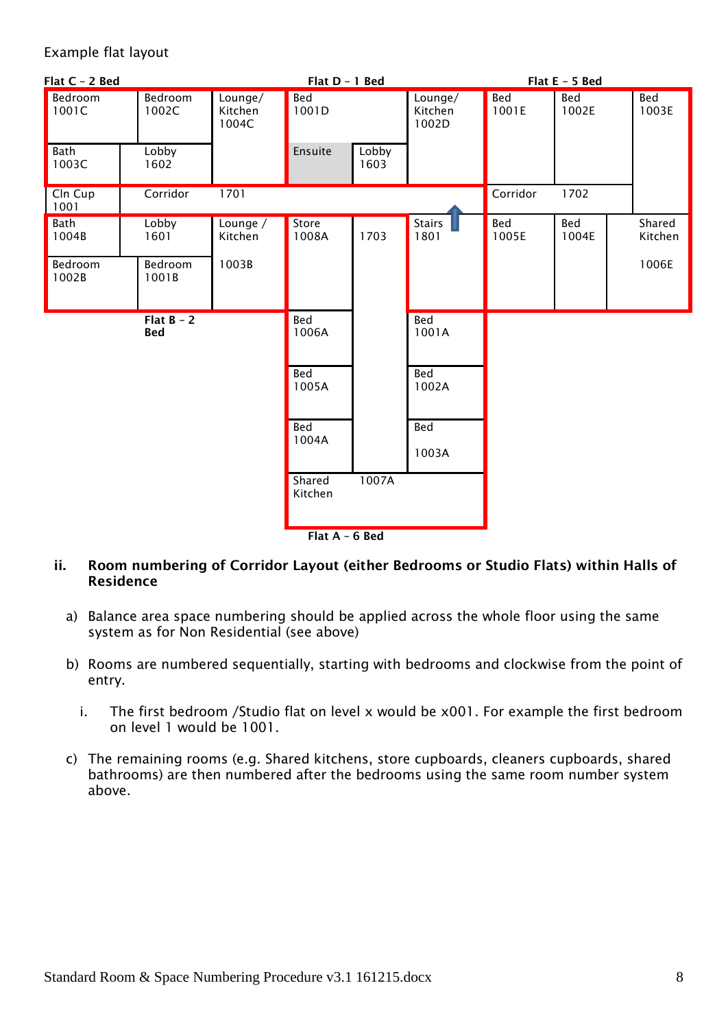Example flat layout

| Flat C – 2 Bed | | | Flat D – 1 Bed | | | Flat E – 5 Bed | | |
|---|---|---|---|---|---|---|---|---|
| Bedroom 1001C | Bedroom 1002C | Lounge/ Kitchen 1004C | Bed 1001D | | Lounge/ Kitchen 1002D | Bed 1001E | Bed 1002E | Bed 1003E |
| Bath 1003C | Lobby 1602 | | Ensuite | Lobby 1603 | | | | |
| Cln Cup 1001 | Corridor | 1701 | | | | Corridor | 1702 | |
| Bath 1004B | Lobby 1601 | Lounge / Kitchen 1003B | Store 1008A | 1703 | Stairs 1801 | Bed 1005E | Bed 1004E | Shared Kitchen 1006E |
| Bedroom 1002B | Bedroom 1001B | | | | | | | |
| | Flat B – 2 Bed | | Bed 1006A | | Bed 1001A | | | |
| | | | Bed 1005A | | Bed 1002A | | | |
| | | | Bed 1004A | | Bed 1003A | | | |
| | | | Shared Kitchen | 1007A | | | | |
| | | | Flat A – 6 Bed | | | | | |

**ii. Room numbering of Corridor Layout (either Bedrooms or Studio Flats) within Halls of Residence**

a) Balance area space numbering should be applied across the whole floor using the same system as for Non Residential (see above)

b) Rooms are numbered sequentially, starting with bedrooms and clockwise from the point of entry.

   i. The first bedroom /Studio flat on level x would be x001. For example the first bedroom on level 1 would be 1001.

c) The remaining rooms (e.g. Shared kitchens, store cupboards, cleaners cupboards, shared bathrooms) are then numbered after the bedrooms using the same room number system above.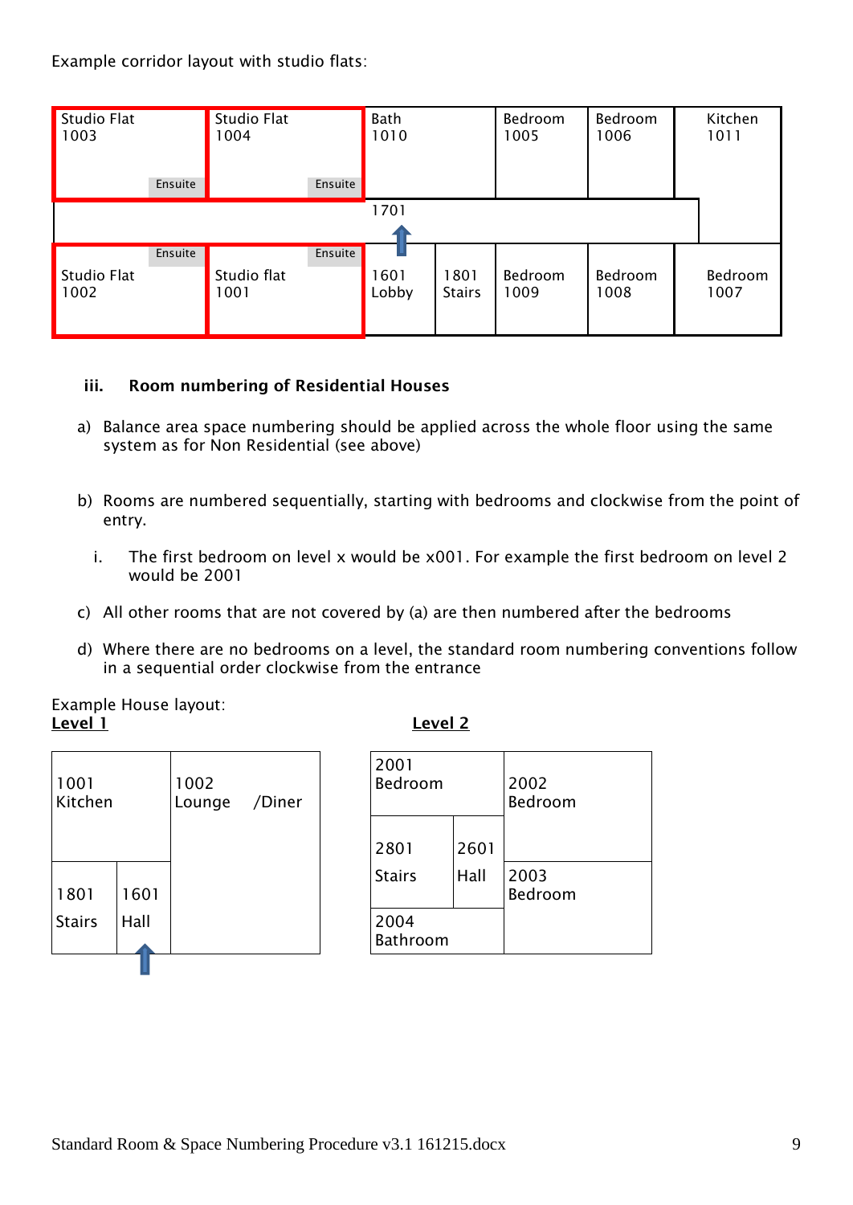Example corridor layout with studio flats:

| | | | | | |
|---|---|---|---|---|---|
| Studio Flat 1003 (Ensuite) | Studio Flat 1004 (Ensuite) | Bath 1010 | Bedroom 1005 | Bedroom 1006 | Kitchen 1011 |
| 1701 | | | | | |
| Studio Flat 1002 (Ensuite) | Studio flat 1001 (Ensuite) | 1601 Lobby / 1801 Stairs | Bedroom 1009 | Bedroom 1008 | Bedroom 1007 |

### iii. Room numbering of Residential Houses

a) Balance area space numbering should be applied across the whole floor using the same system as for Non Residential (see above)

b) Rooms are numbered sequentially, starting with bedrooms and clockwise from the point of entry.

   i. The first bedroom on level x would be x001. For example the first bedroom on level 2 would be 2001

c) All other rooms that are not covered by (a) are then numbered after the bedrooms

d) Where there are no bedrooms on a level, the standard room numbering conventions follow in a sequential order clockwise from the entrance

Example House layout:

**Level 1**

| | | |
|---|---|---|
| 1001 Kitchen | | 1002 Lounge /Diner |
| 1801 Stairs | 1601 Hall | |

**Level 2**

| | | |
|---|---|---|
| 2001 Bedroom | | 2002 Bedroom |
| 2801 Stairs | 2601 Hall | 2003 Bedroom |
| 2004 Bathroom | | |

Standard Room & Space Numbering Procedure v3.1 161215.docx